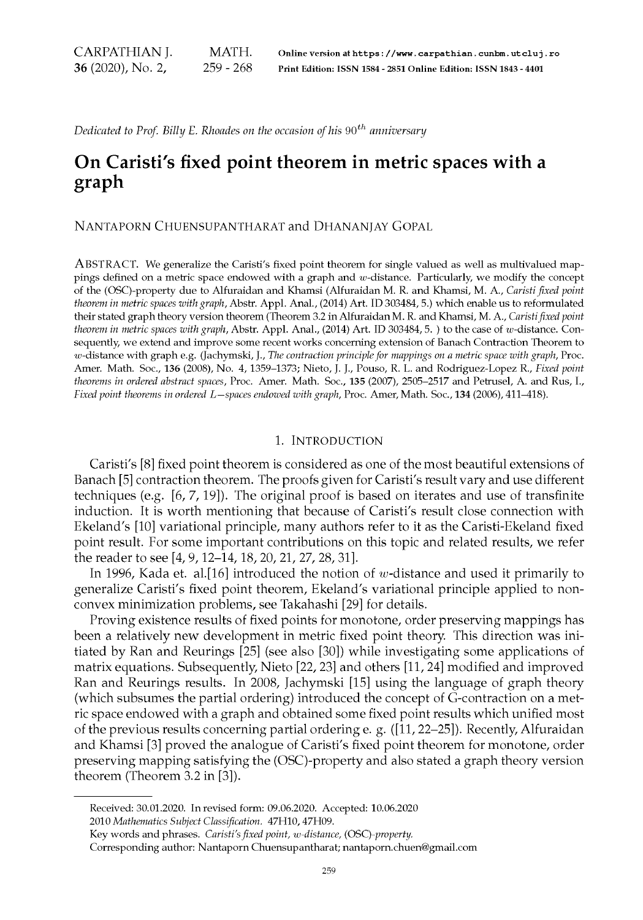*Dedicated to Prof. Billy E. Rhoades on the occasion of his $90^{th}$ anniversary*

# On Caristi's fixed point theorem in metric spaces with a graph

NANTAPORN CHUENSUPANTHARAT and DHANANJAY GOPAL

ABSTRACT. We generalize the Caristi's fixed point theorem for single valued as well as multivalued mappings defined on a metric space endowed with a graph and $w$-distance. Particularly, we modify the concept of the (OSC)-property due to Alfuraidan and Khamsi (Alfuraidan M. R. and Khamsi, M. A., *Caristi fixed point theorem in metric spaces with graph*, Abstr. Appl. Anal., (2014) Art. ID 303484, 5.) which enable us to reformulated their stated graph theory version theorem (Theorem 3.2 in Alfuraidan M. R. and Khamsi, M. A., *Caristi fixed point theorem in metric spaces with graph*, Abstr. Appl. Anal., (2014) Art. ID 303484, 5. ) to the case of $w$-distance. Consequently, we extend and improve some recent works concerning extension of Banach Contraction Theorem to $w$-distance with graph e.g. (Jachymski, J., *The contraction principle for mappings on a metric space with graph*, Proc. Amer. Math. Soc., **136** (2008), No. 4, 1359–1373; Nieto, J. J., Pouso, R. L. and Rodriguez-Lopez R., *Fixed point theorems in ordered abstract spaces*, Proc. Amer. Math. Soc., **135** (2007), 2505–2517 and Petrusel, A. and Rus, I., *Fixed point theorems in ordered L−spaces endowed with graph*, Proc. Amer, Math. Soc., **134** (2006), 411–418).

## 1. INTRODUCTION

Caristi's [8] fixed point theorem is considered as one of the most beautiful extensions of Banach [5] contraction theorem. The proofs given for Caristi's result vary and use different techniques (e.g. [6, 7, 19]). The original proof is based on iterates and use of transfinite induction. It is worth mentioning that because of Caristi's result close connection with Ekeland's [10] variational principle, many authors refer to it as the Caristi-Ekeland fixed point result. For some important contributions on this topic and related results, we refer the reader to see [4, 9, 12–14, 18, 20, 21, 27, 28, 31].

In 1996, Kada et. al.[16] introduced the notion of $w$-distance and used it primarily to generalize Caristi's fixed point theorem, Ekeland's variational principle applied to nonconvex minimization problems, see Takahashi [29] for details.

Proving existence results of fixed points for monotone, order preserving mappings has been a relatively new development in metric fixed point theory. This direction was initiated by Ran and Reurings [25] (see also [30]) while investigating some applications of matrix equations. Subsequently, Nieto [22, 23] and others [11, 24] modified and improved Ran and Reurings results. In 2008, Jachymski [15] using the language of graph theory (which subsumes the partial ordering) introduced the concept of G-contraction on a metric space endowed with a graph and obtained some fixed point results which unified most of the previous results concerning partial ordering e. g. ([11, 22–25]). Recently, Alfuraidan and Khamsi [3] proved the analogue of Caristi's fixed point theorem for monotone, order preserving mapping satisfying the (OSC)-property and also stated a graph theory version theorem (Theorem 3.2 in [3]).

---

Received: 30.01.2020. In revised form: 09.06.2020. Accepted: 10.06.2020

2010 *Mathematics Subject Classification.* 47H10, 47H09.

Key words and phrases. *Caristi's fixed point, $w$-distance,* (OSC)*-property.*

Corresponding author: Nantaporn Chuensupantharat; nantaporn.chuen@gmail.com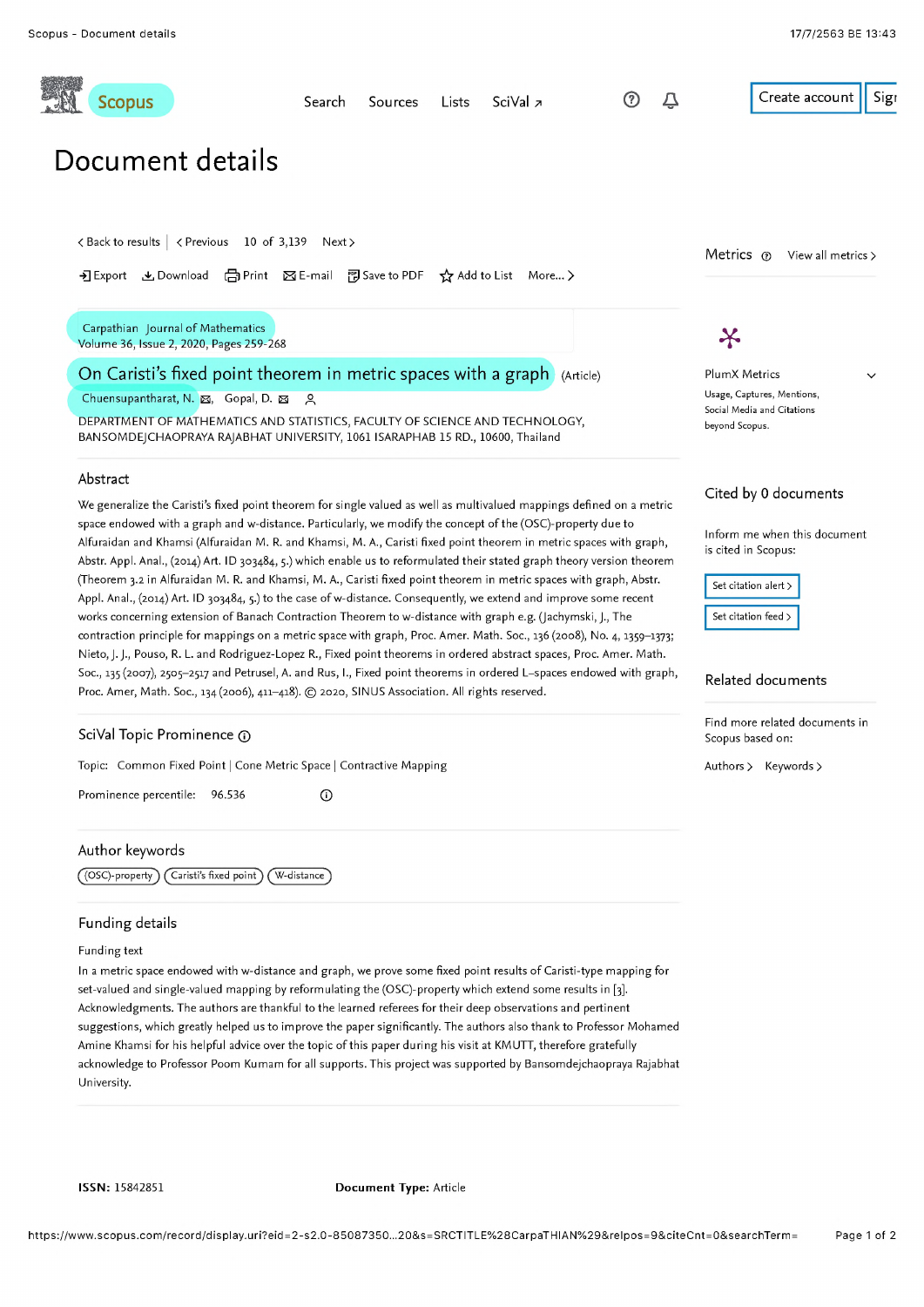# Document details

< Back to results | < Previous 10 of 3,139 Next >

Export | Download | Print | E-mail | Save to PDF | Add to List | More...

Carpathian Journal of Mathematics
Volume 36, Issue 2, 2020, Pages 259-268

## On Caristi's fixed point theorem in metric spaces with a graph (Article)

Chuensupantharat, N., Gopal, D.

DEPARTMENT OF MATHEMATICS AND STATISTICS, FACULTY OF SCIENCE AND TECHNOLOGY, BANSOMDEJCHAOPRAYA RAJABHAT UNIVERSITY, 1061 ISARAPHAB 15 RD., 10600, Thailand

### Abstract

We generalize the Caristi's fixed point theorem for single valued as well as multivalued mappings defined on a metric space endowed with a graph and w-distance. Particularly, we modify the concept of the (OSC)-property due to Alfuraidan and Khamsi (Alfuraidan M. R. and Khamsi, M. A., Caristi fixed point theorem in metric spaces with graph, Abstr. Appl. Anal., (2014) Art. ID 303484, 5.) which enable us to reformulated their stated graph theory version theorem (Theorem 3.2 in Alfuraidan M. R. and Khamsi, M. A., Caristi fixed point theorem in metric spaces with graph, Abstr. Appl. Anal., (2014) Art. ID 303484, 5.) to the case of w-distance. Consequently, we extend and improve some recent works concerning extension of Banach Contraction Theorem to w-distance with graph e.g. (Jachymski, J., The contraction principle for mappings on a metric space with graph, Proc. Amer. Math. Soc., 136 (2008), No. 4, 1359–1373; Nieto, J. J., Pouso, R. L. and Rodriguez-Lopez R., Fixed point theorems in ordered abstract spaces, Proc. Amer. Math. Soc., 135 (2007), 2505–2517 and Petrusel, A. and Rus, I., Fixed point theorems in ordered L-spaces endowed with graph, Proc. Amer, Math. Soc., 134 (2006), 411–418). © 2020, SINUS Association. All rights reserved.

### SciVal Topic Prominence

Topic: Common Fixed Point | Cone Metric Space | Contractive Mapping

Prominence percentile: 96.536

### Author keywords

(OSC)-property | Caristi's fixed point | W-distance

### Funding details

Funding text

In a metric space endowed with w-distance and graph, we prove some fixed point results of Caristi-type mapping for set-valued and single-valued mapping by reformulating the (OSC)-property which extend some results in [3]. Acknowledgments. The authors are thankful to the learned referees for their deep observations and pertinent suggestions, which greatly helped us to improve the paper significantly. The authors also thank to Professor Mohamed Amine Khamsi for his helpful advice over the topic of this paper during his visit at KMUTT, therefore gratefully acknowledge to Professor Poom Kumam for all supports. This project was supported by Bansomdejchaopraya Rajabhat University.

**ISSN:** 15842851 **Document Type:** Article

Metrics | View all metrics >

PlumX Metrics
Usage, Captures, Mentions, Social Media and Citations beyond Scopus.

### Cited by 0 documents

Inform me when this document is cited in Scopus:

Set citation alert >
Set citation feed >

### Related documents

Find more related documents in Scopus based on:

Authors > Keywords >